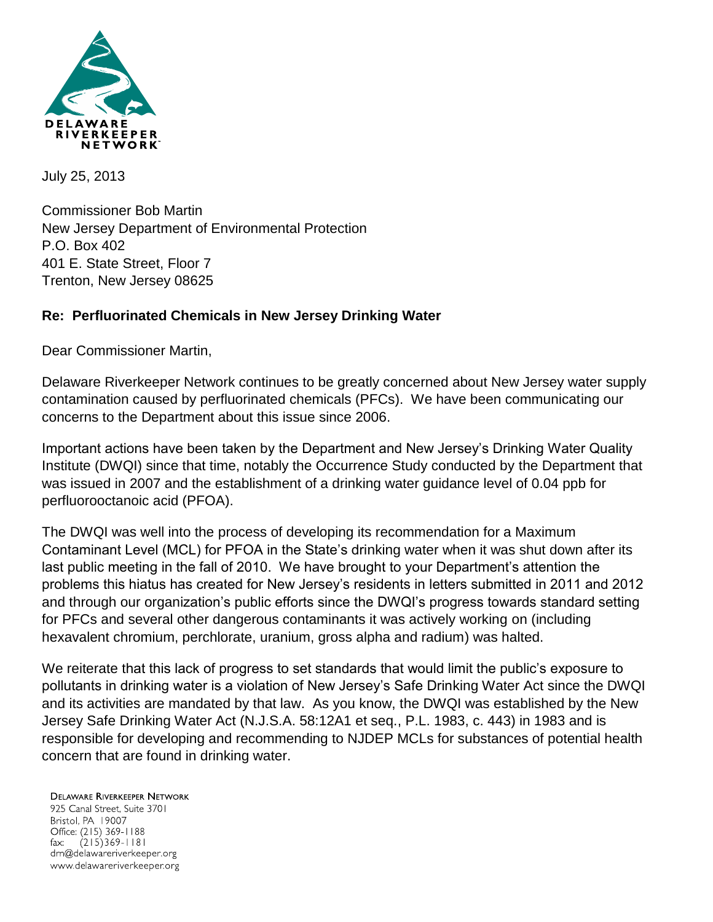DELAWARE RIVERKEEPER NETWORK

July 25, 2013

Commissioner Bob Martin
New Jersey Department of Environmental Protection
P.O. Box 402
401 E. State Street, Floor 7
Trenton, New Jersey 08625

**Re: Perfluorinated Chemicals in New Jersey Drinking Water**

Dear Commissioner Martin,

Delaware Riverkeeper Network continues to be greatly concerned about New Jersey water supply contamination caused by perfluorinated chemicals (PFCs). We have been communicating our concerns to the Department about this issue since 2006.

Important actions have been taken by the Department and New Jersey's Drinking Water Quality Institute (DWQI) since that time, notably the Occurrence Study conducted by the Department that was issued in 2007 and the establishment of a drinking water guidance level of 0.04 ppb for perfluorooctanoic acid (PFOA).

The DWQI was well into the process of developing its recommendation for a Maximum Contaminant Level (MCL) for PFOA in the State's drinking water when it was shut down after its last public meeting in the fall of 2010. We have brought to your Department's attention the problems this hiatus has created for New Jersey's residents in letters submitted in 2011 and 2012 and through our organization's public efforts since the DWQI's progress towards standard setting for PFCs and several other dangerous contaminants it was actively working on (including hexavalent chromium, perchlorate, uranium, gross alpha and radium) was halted.

We reiterate that this lack of progress to set standards that would limit the public's exposure to pollutants in drinking water is a violation of New Jersey's Safe Drinking Water Act since the DWQI and its activities are mandated by that law. As you know, the DWQI was established by the New Jersey Safe Drinking Water Act (N.J.S.A. 58:12A1 et seq., P.L. 1983, c. 443) in 1983 and is responsible for developing and recommending to NJDEP MCLs for substances of potential health concern that are found in drinking water.

DELAWARE RIVERKEEPER NETWORK
925 Canal Street, Suite 3701
Bristol, PA 19007
Office: (215) 369-1188
fax: (215)369-1181
drn@delawareriverkeeper.org
www.delawareriverkeeper.org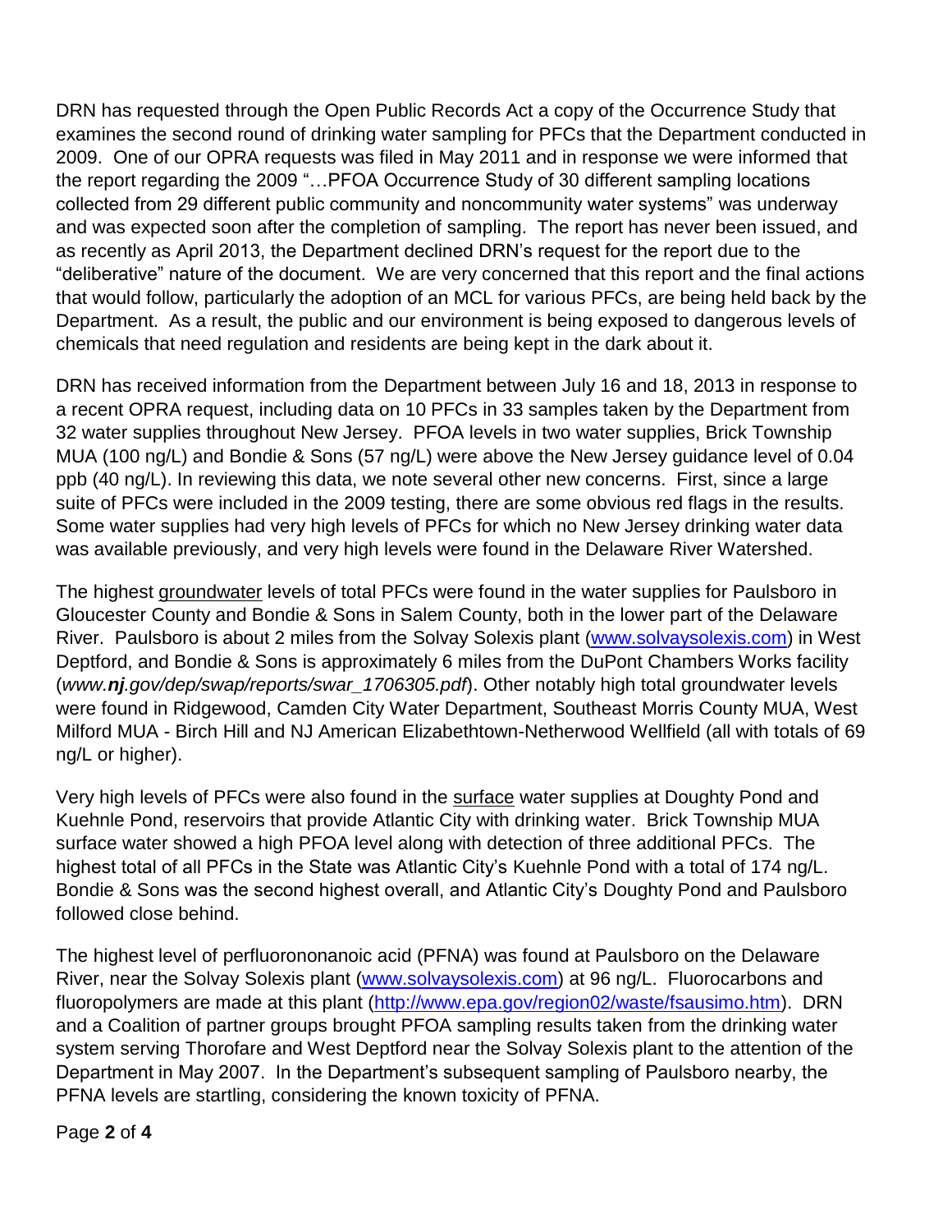DRN has requested through the Open Public Records Act a copy of the Occurrence Study that examines the second round of drinking water sampling for PFCs that the Department conducted in 2009. One of our OPRA requests was filed in May 2011 and in response we were informed that the report regarding the 2009 "…PFOA Occurrence Study of 30 different sampling locations collected from 29 different public community and noncommunity water systems" was underway and was expected soon after the completion of sampling. The report has never been issued, and as recently as April 2013, the Department declined DRN's request for the report due to the "deliberative" nature of the document. We are very concerned that this report and the final actions that would follow, particularly the adoption of an MCL for various PFCs, are being held back by the Department. As a result, the public and our environment is being exposed to dangerous levels of chemicals that need regulation and residents are being kept in the dark about it.

DRN has received information from the Department between July 16 and 18, 2013 in response to a recent OPRA request, including data on 10 PFCs in 33 samples taken by the Department from 32 water supplies throughout New Jersey. PFOA levels in two water supplies, Brick Township MUA (100 ng/L) and Bondie & Sons (57 ng/L) were above the New Jersey guidance level of 0.04 ppb (40 ng/L). In reviewing this data, we note several other new concerns. First, since a large suite of PFCs were included in the 2009 testing, there are some obvious red flags in the results. Some water supplies had very high levels of PFCs for which no New Jersey drinking water data was available previously, and very high levels were found in the Delaware River Watershed.

The highest <u>groundwater</u> levels of total PFCs were found in the water supplies for Paulsboro in Gloucester County and Bondie & Sons in Salem County, both in the lower part of the Delaware River. Paulsboro is about 2 miles from the Solvay Solexis plant (www.solvaysolexis.com) in West Deptford, and Bondie & Sons is approximately 6 miles from the DuPont Chambers Works facility (*www.**nj**.gov/dep/swap/reports/swar_1706305.pdf*). Other notably high total groundwater levels were found in Ridgewood, Camden City Water Department, Southeast Morris County MUA, West Milford MUA - Birch Hill and NJ American Elizabethtown-Netherwood Wellfield (all with totals of 69 ng/L or higher).

Very high levels of PFCs were also found in the <u>surface</u> water supplies at Doughty Pond and Kuehnle Pond, reservoirs that provide Atlantic City with drinking water. Brick Township MUA surface water showed a high PFOA level along with detection of three additional PFCs. The highest total of all PFCs in the State was Atlantic City's Kuehnle Pond with a total of 174 ng/L. Bondie & Sons was the second highest overall, and Atlantic City's Doughty Pond and Paulsboro followed close behind.

The highest level of perfluorononanoic acid (PFNA) was found at Paulsboro on the Delaware River, near the Solvay Solexis plant (www.solvaysolexis.com) at 96 ng/L. Fluorocarbons and fluoropolymers are made at this plant (http://www.epa.gov/region02/waste/fsausimo.htm). DRN and a Coalition of partner groups brought PFOA sampling results taken from the drinking water system serving Thorofare and West Deptford near the Solvay Solexis plant to the attention of the Department in May 2007. In the Department's subsequent sampling of Paulsboro nearby, the PFNA levels are startling, considering the known toxicity of PFNA.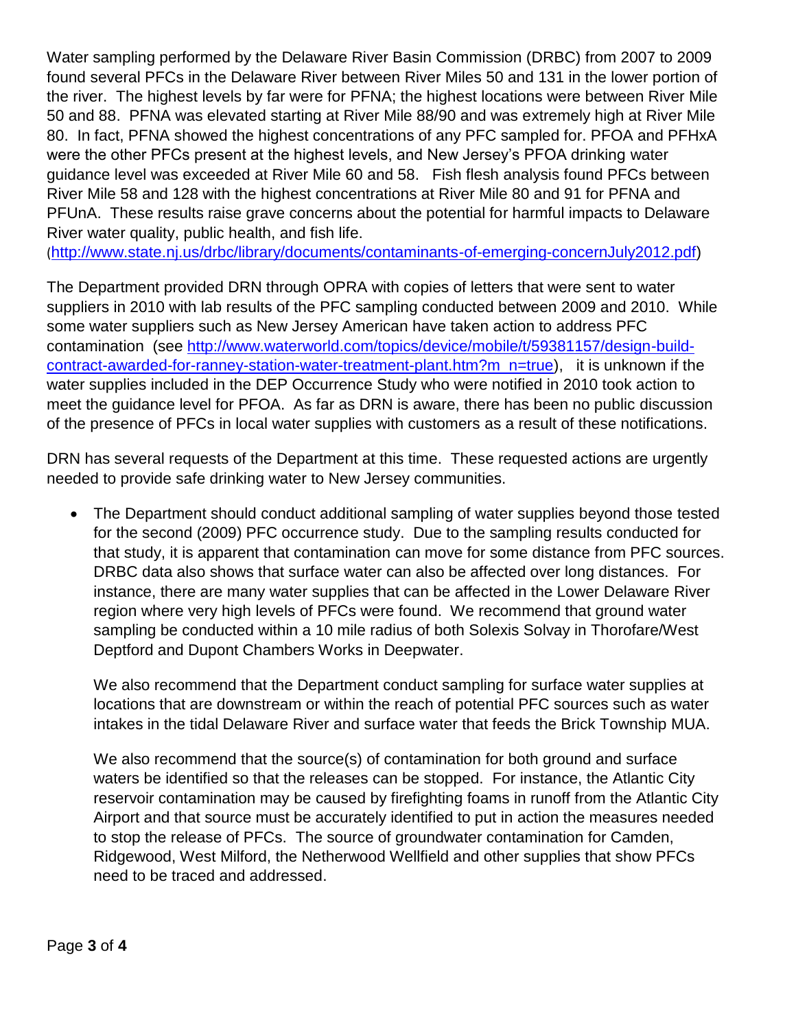Water sampling performed by the Delaware River Basin Commission (DRBC) from 2007 to 2009 found several PFCs in the Delaware River between River Miles 50 and 131 in the lower portion of the river. The highest levels by far were for PFNA; the highest locations were between River Mile 50 and 88. PFNA was elevated starting at River Mile 88/90 and was extremely high at River Mile 80. In fact, PFNA showed the highest concentrations of any PFC sampled for. PFOA and PFHxA were the other PFCs present at the highest levels, and New Jersey's PFOA drinking water guidance level was exceeded at River Mile 60 and 58. Fish flesh analysis found PFCs between River Mile 58 and 128 with the highest concentrations at River Mile 80 and 91 for PFNA and PFUnA. These results raise grave concerns about the potential for harmful impacts to Delaware River water quality, public health, and fish life. (http://www.state.nj.us/drbc/library/documents/contaminants-of-emerging-concernJuly2012.pdf)

The Department provided DRN through OPRA with copies of letters that were sent to water suppliers in 2010 with lab results of the PFC sampling conducted between 2009 and 2010. While some water suppliers such as New Jersey American have taken action to address PFC contamination (see http://www.waterworld.com/topics/device/mobile/t/59381157/design-build-contract-awarded-for-ranney-station-water-treatment-plant.htm?m_n=true), it is unknown if the water supplies included in the DEP Occurrence Study who were notified in 2010 took action to meet the guidance level for PFOA. As far as DRN is aware, there has been no public discussion of the presence of PFCs in local water supplies with customers as a result of these notifications.

DRN has several requests of the Department at this time. These requested actions are urgently needed to provide safe drinking water to New Jersey communities.

- The Department should conduct additional sampling of water supplies beyond those tested for the second (2009) PFC occurrence study. Due to the sampling results conducted for that study, it is apparent that contamination can move for some distance from PFC sources. DRBC data also shows that surface water can also be affected over long distances. For instance, there are many water supplies that can be affected in the Lower Delaware River region where very high levels of PFCs were found. We recommend that ground water sampling be conducted within a 10 mile radius of both Solexis Solvay in Thorofare/West Deptford and Dupont Chambers Works in Deepwater.

  We also recommend that the Department conduct sampling for surface water supplies at locations that are downstream or within the reach of potential PFC sources such as water intakes in the tidal Delaware River and surface water that feeds the Brick Township MUA.

  We also recommend that the source(s) of contamination for both ground and surface waters be identified so that the releases can be stopped. For instance, the Atlantic City reservoir contamination may be caused by firefighting foams in runoff from the Atlantic City Airport and that source must be accurately identified to put in action the measures needed to stop the release of PFCs. The source of groundwater contamination for Camden, Ridgewood, West Milford, the Netherwood Wellfield and other supplies that show PFCs need to be traced and addressed.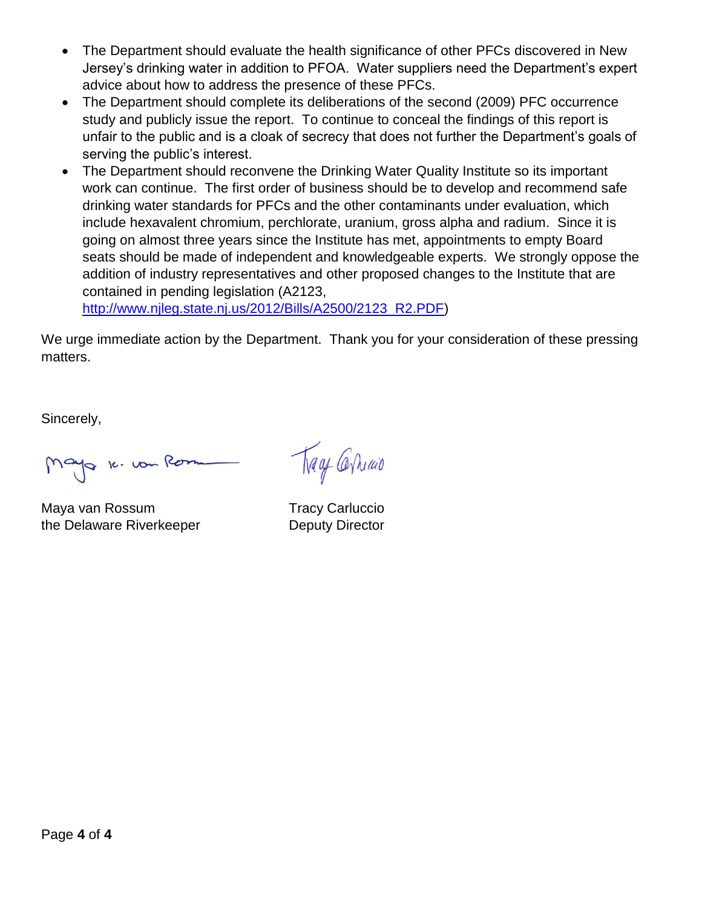- The Department should evaluate the health significance of other PFCs discovered in New Jersey's drinking water in addition to PFOA. Water suppliers need the Department's expert advice about how to address the presence of these PFCs.
- The Department should complete its deliberations of the second (2009) PFC occurrence study and publicly issue the report. To continue to conceal the findings of this report is unfair to the public and is a cloak of secrecy that does not further the Department's goals of serving the public's interest.
- The Department should reconvene the Drinking Water Quality Institute so its important work can continue. The first order of business should be to develop and recommend safe drinking water standards for PFCs and the other contaminants under evaluation, which include hexavalent chromium, perchlorate, uranium, gross alpha and radium. Since it is going on almost three years since the Institute has met, appointments to empty Board seats should be made of independent and knowledgeable experts. We strongly oppose the addition of industry representatives and other proposed changes to the Institute that are contained in pending legislation (A2123, http://www.njleg.state.nj.us/2012/Bills/A2500/2123_R2.PDF)

We urge immediate action by the Department. Thank you for your consideration of these pressing matters.

Sincerely,

| | |
|---|---|
| Maya van Rossum | Tracy Carluccio |
| the Delaware Riverkeeper | Deputy Director |